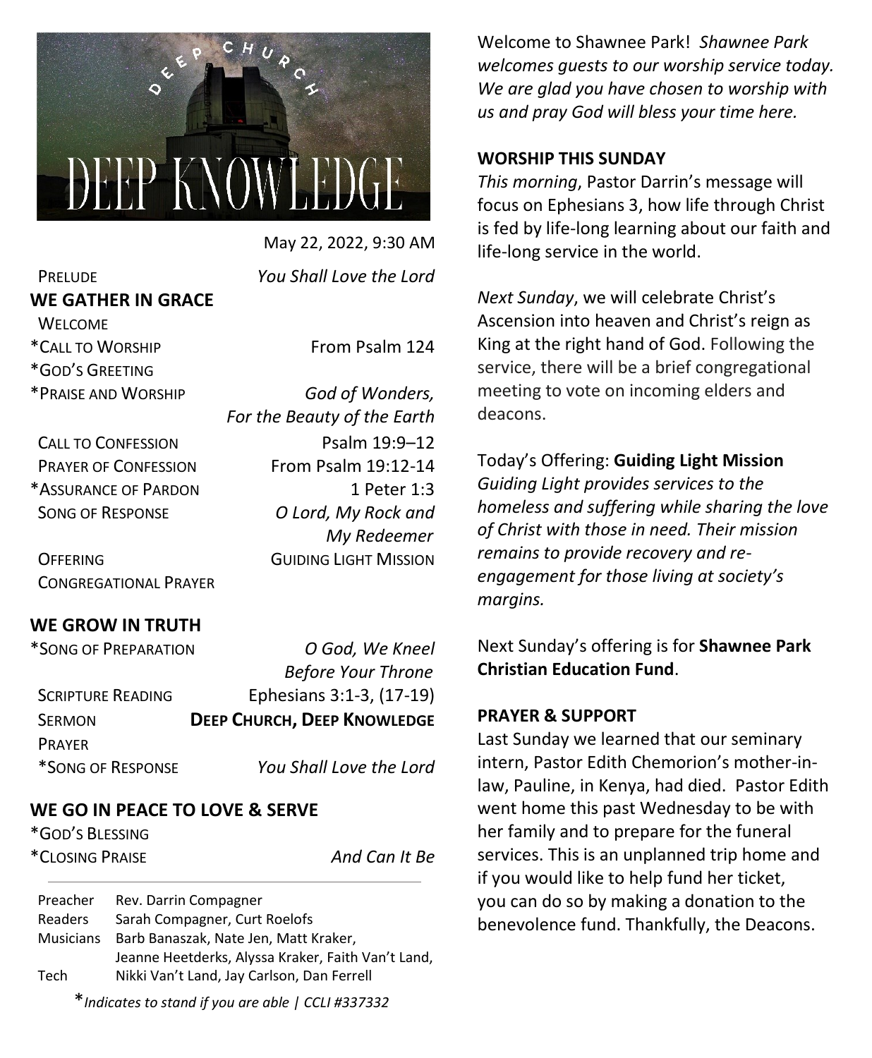DEEP CHURCH

DEEP KNOWLEDGE

May 22, 2022, 9:30 AM

PRELUDE — *You Shall Love the Lord*

## WE GATHER IN GRACE

WELCOME

*CALL TO WORSHIP — From Psalm 124

*GOD'S GREETING

*PRAISE AND WORSHIP — *God of Wonders, For the Beauty of the Earth*

CALL TO CONFESSION — Psalm 19:9–12

PRAYER OF CONFESSION — From Psalm 19:12-14

*ASSURANCE OF PARDON — 1 Peter 1:3

SONG OF RESPONSE — *O Lord, My Rock and My Redeemer*

OFFERING — GUIDING LIGHT MISSION

CONGREGATIONAL PRAYER

## WE GROW IN TRUTH

*SONG OF PREPARATION — *O God, We Kneel Before Your Throne*

SCRIPTURE READING — Ephesians 3:1-3, (17-19)

SERMON — **DEEP CHURCH, DEEP KNOWLEDGE**

PRAYER

*SONG OF RESPONSE — *You Shall Love the Lord*

## WE GO IN PEACE TO LOVE & SERVE

*GOD'S BLESSING

*CLOSING PRAISE — *And Can It Be*

---

| | |
|---|---|
| Preacher | Rev. Darrin Compagner |
| Readers | Sarah Compagner, Curt Roelofs |
| Musicians | Barb Banaszak, Nate Jen, Matt Kraker, Jeanne Heetderks, Alyssa Kraker, Faith Van't Land, |
| Tech | Nikki Van't Land, Jay Carlson, Dan Ferrell |

**Indicates to stand if you are able | CCLI #337332*

Welcome to Shawnee Park! *Shawnee Park welcomes guests to our worship service today. We are glad you have chosen to worship with us and pray God will bless your time here.*

**WORSHIP THIS SUNDAY**

*This morning*, Pastor Darrin's message will focus on Ephesians 3, how life through Christ is fed by life-long learning about our faith and life-long service in the world.

*Next Sunday*, we will celebrate Christ's Ascension into heaven and Christ's reign as King at the right hand of God. Following the service, there will be a brief congregational meeting to vote on incoming elders and deacons.

Today's Offering: **Guiding Light Mission**
*Guiding Light provides services to the homeless and suffering while sharing the love of Christ with those in need. Their mission remains to provide recovery and re-engagement for those living at society's margins.*

Next Sunday's offering is for **Shawnee Park Christian Education Fund**.

**PRAYER & SUPPORT**

Last Sunday we learned that our seminary intern, Pastor Edith Chemorion's mother-in-law, Pauline, in Kenya, had died. Pastor Edith went home this past Wednesday to be with her family and to prepare for the funeral services. This is an unplanned trip home and if you would like to help fund her ticket, you can do so by making a donation to the benevolence fund. Thankfully, the Deacons.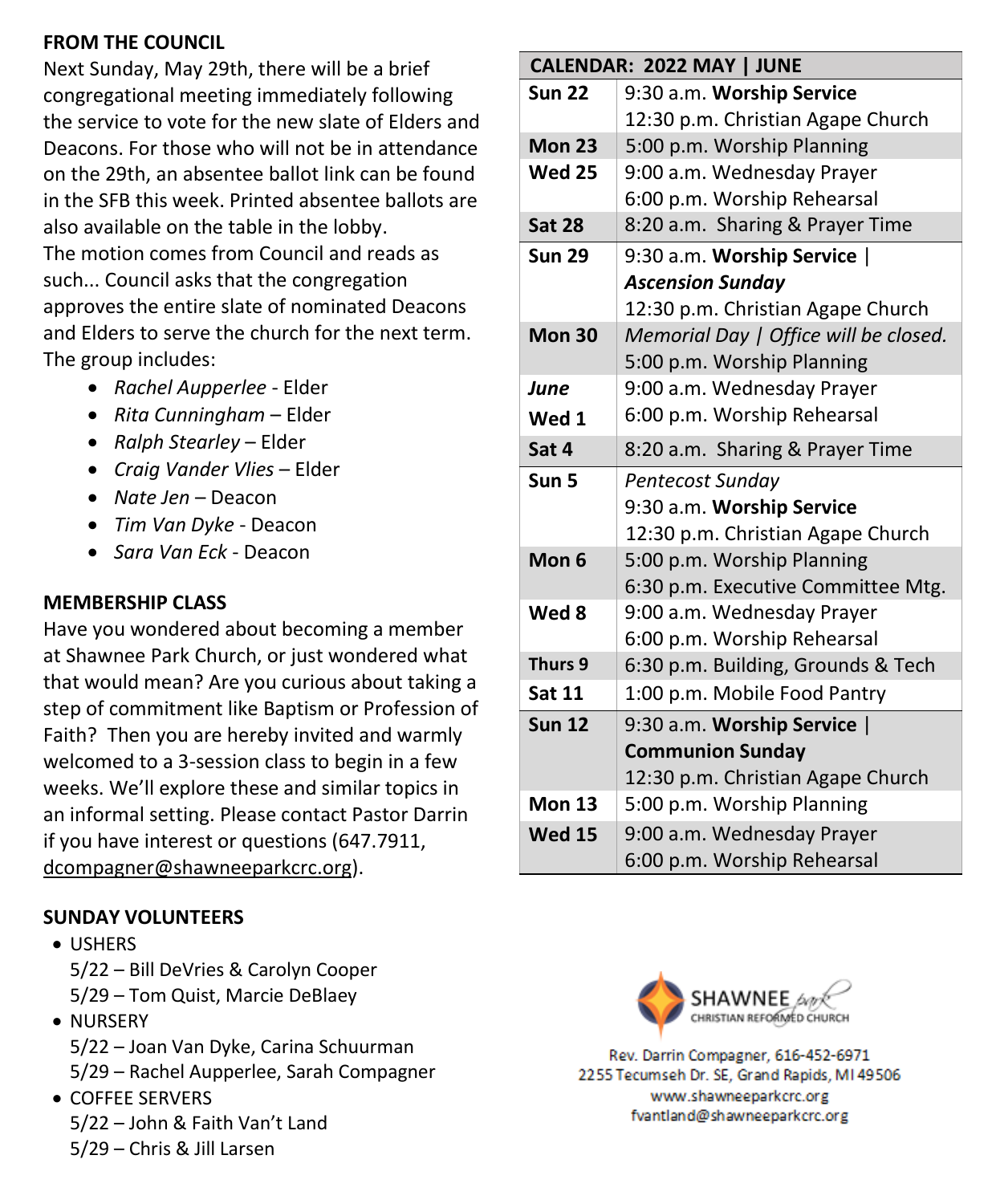## FROM THE COUNCIL

Next Sunday, May 29th, there will be a brief congregational meeting immediately following the service to vote for the new slate of Elders and Deacons. For those who will not be in attendance on the 29th, an absentee ballot link can be found in the SFB this week. Printed absentee ballots are also available on the table in the lobby.
The motion comes from Council and reads as such... Council asks that the congregation approves the entire slate of nominated Deacons and Elders to serve the church for the next term. The group includes:

- *Rachel Aupperlee* - Elder
- *Rita Cunningham* – Elder
- *Ralph Stearley* – Elder
- *Craig Vander Vlies* – Elder
- *Nate Jen* – Deacon
- *Tim Van Dyke* - Deacon
- *Sara Van Eck* - Deacon

## MEMBERSHIP CLASS

Have you wondered about becoming a member at Shawnee Park Church, or just wondered what that would mean? Are you curious about taking a step of commitment like Baptism or Profession of Faith? Then you are hereby invited and warmly welcomed to a 3-session class to begin in a few weeks. We'll explore these and similar topics in an informal setting. Please contact Pastor Darrin if you have interest or questions (647.7911, dcompagner@shawneeparkcrc.org).

## SUNDAY VOLUNTEERS

- USHERS
  5/22 – Bill DeVries & Carolyn Cooper
  5/29 – Tom Quist, Marcie DeBlaey
- NURSERY
  5/22 – Joan Van Dyke, Carina Schuurman
  5/29 – Rachel Aupperlee, Sarah Compagner
- COFFEE SERVERS
  5/22 – John & Faith Van't Land
  5/29 – Chris & Jill Larsen

| CALENDAR: 2022 MAY \| JUNE | |
|---|---|
| **Sun 22** | 9:30 a.m. **Worship Service**<br>12:30 p.m. Christian Agape Church |
| **Mon 23** | 5:00 p.m. Worship Planning |
| **Wed 25** | 9:00 a.m. Wednesday Prayer<br>6:00 p.m. Worship Rehearsal |
| **Sat 28** | 8:20 a.m. Sharing & Prayer Time |
| **Sun 29** | 9:30 a.m. **Worship Service** \| ***Ascension Sunday***<br>12:30 p.m. Christian Agape Church |
| **Mon 30** | *Memorial Day \| Office will be closed.*<br>5:00 p.m. Worship Planning |
| ***June*** **Wed 1** | 9:00 a.m. Wednesday Prayer<br>6:00 p.m. Worship Rehearsal |
| **Sat 4** | 8:20 a.m. Sharing & Prayer Time |
| **Sun 5** | *Pentecost Sunday*<br>9:30 a.m. **Worship Service**<br>12:30 p.m. Christian Agape Church |
| **Mon 6** | 5:00 p.m. Worship Planning<br>6:30 p.m. Executive Committee Mtg. |
| **Wed 8** | 9:00 a.m. Wednesday Prayer<br>6:00 p.m. Worship Rehearsal |
| **Thurs 9** | 6:30 p.m. Building, Grounds & Tech |
| **Sat 11** | 1:00 p.m. Mobile Food Pantry |
| **Sun 12** | 9:30 a.m. **Worship Service** \| **Communion Sunday**<br>12:30 p.m. Christian Agape Church |
| **Mon 13** | 5:00 p.m. Worship Planning |
| **Wed 15** | 9:00 a.m. Wednesday Prayer<br>6:00 p.m. Worship Rehearsal |

SHAWNEE park
CHRISTIAN REFORMED CHURCH

Rev. Darrin Compagner, 616-452-6971
2255 Tecumseh Dr. SE, Grand Rapids, MI 49506
www.shawneeparkcrc.org
fvantland@shawneeparkcrc.org